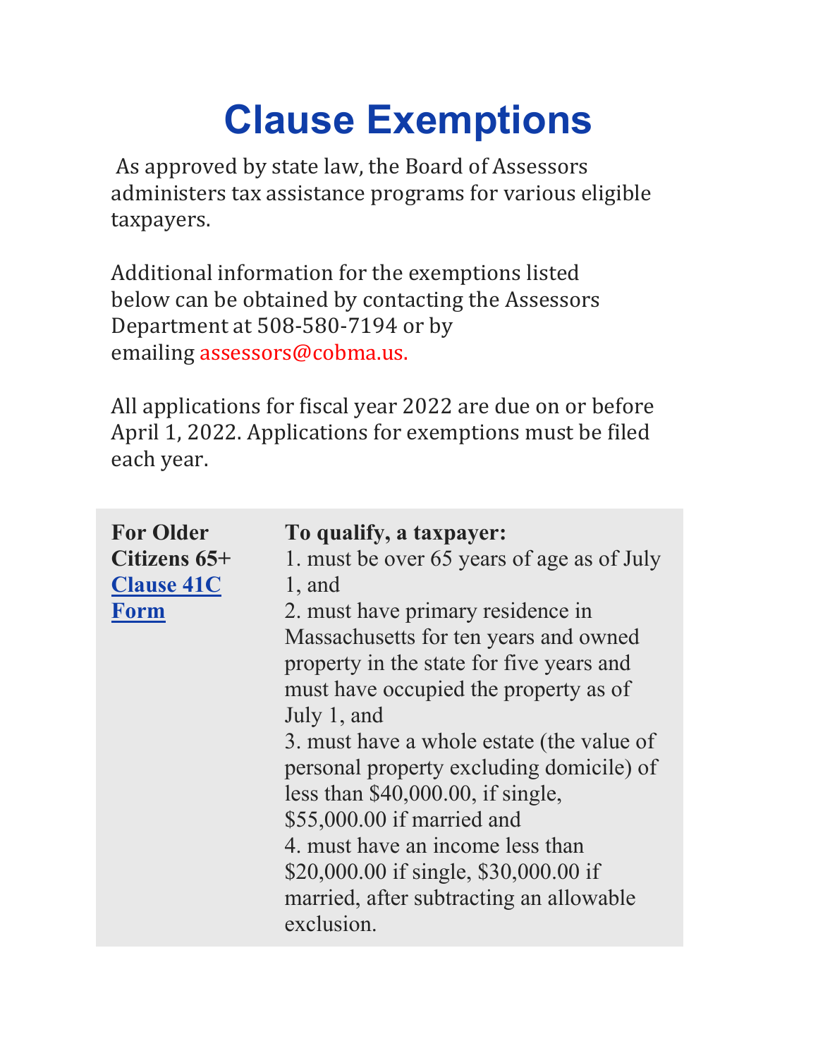# Clause Exemptions

As approved by state law, the Board of Assessors administers tax assistance programs for various eligible taxpayers.

Additional information for the exemptions listed below can be obtained by contacting the Assessors Department at 508-580-7194 or by emailing assessors@cobma.us.

All applications for fiscal year 2022 are due on or before April 1, 2022. Applications for exemptions must be filed each year.

| | |
|---|---|
| **For Older Citizens 65+** **Clause 41C Form** | **To qualify, a taxpayer:** 1. must be over 65 years of age as of July 1, and 2. must have primary residence in Massachusetts for ten years and owned property in the state for five years and must have occupied the property as of July 1, and 3. must have a whole estate (the value of personal property excluding domicile) of less than $40,000.00, if single, $55,000.00 if married and 4. must have an income less than $20,000.00 if single, $30,000.00 if married, after subtracting an allowable exclusion. |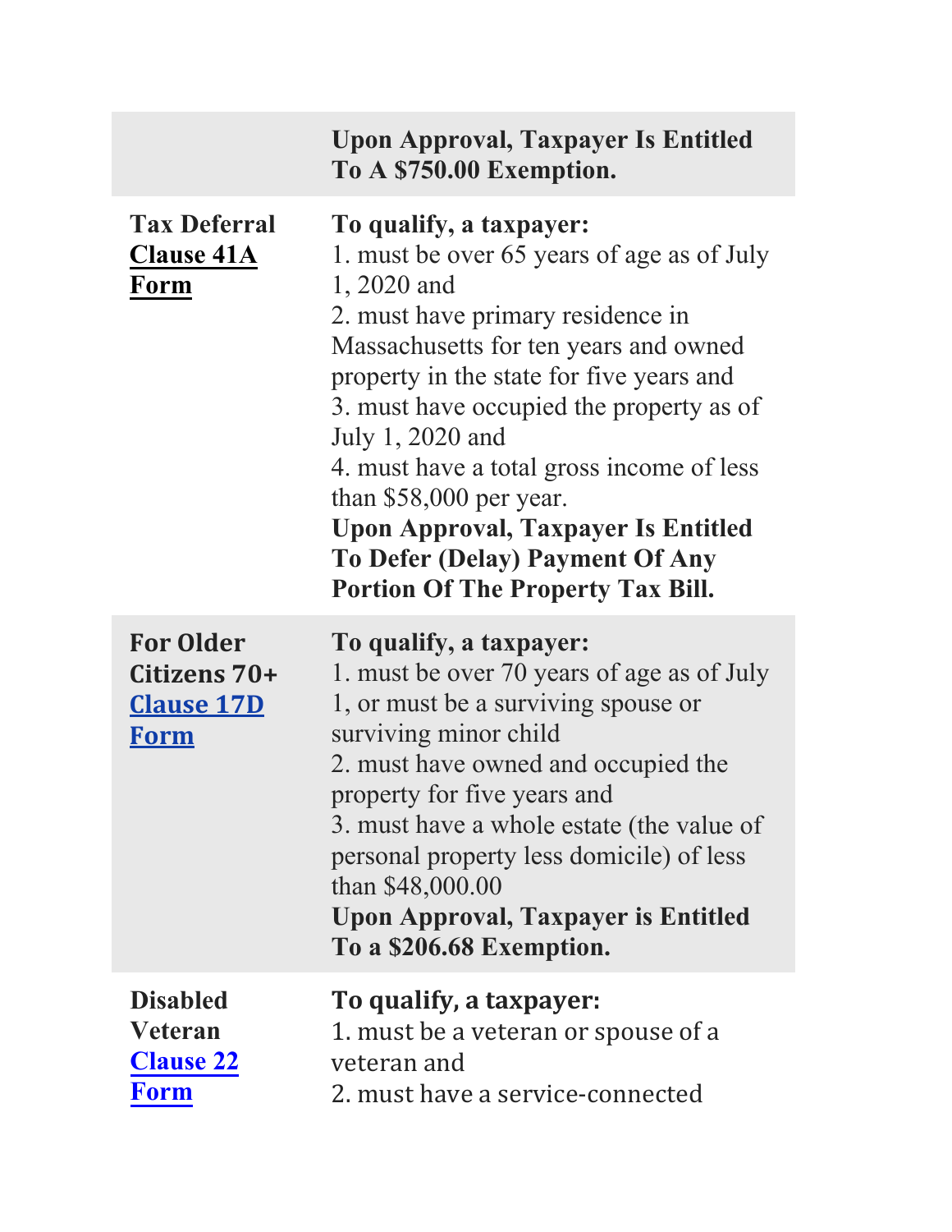| | |
|---|---|
| | **Upon Approval, Taxpayer Is Entitled To A $750.00 Exemption.** |
| **Tax Deferral** **Clause 41A** **Form** | **To qualify, a taxpayer:** 1. must be over 65 years of age as of July 1, 2020 and 2. must have primary residence in Massachusetts for ten years and owned property in the state for five years and 3. must have occupied the property as of July 1, 2020 and 4. must have a total gross income of less than $58,000 per year. **Upon Approval, Taxpayer Is Entitled To Defer (Delay) Payment Of Any Portion Of The Property Tax Bill.** |
| **For Older Citizens 70+** **Clause 17D** **Form** | **To qualify, a taxpayer:** 1. must be over 70 years of age as of July 1, or must be a surviving spouse or surviving minor child 2. must have owned and occupied the property for five years and 3. must have a whole estate (the value of personal property less domicile) of less than $48,000.00 **Upon Approval, Taxpayer is Entitled To a $206.68 Exemption.** |
| **Disabled Veteran** **Clause 22** **Form** | **To qualify, a taxpayer:** 1. must be a veteran or spouse of a veteran and 2. must have a service-connected |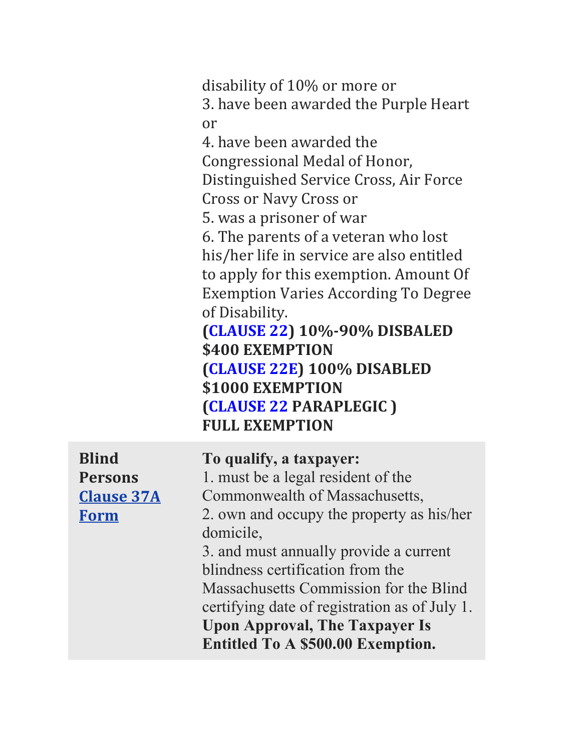| | |
|---|---|
| | disability of 10% or more or<br>3. have been awarded the Purple Heart or<br>4. have been awarded the Congressional Medal of Honor, Distinguished Service Cross, Air Force Cross or Navy Cross or<br>5. was a prisoner of war<br>6. The parents of a veteran who lost his/her life in service are also entitled to apply for this exemption. Amount Of Exemption Varies According To Degree of Disability.<br>**(CLAUSE 22) 10%-90% DISBALED $400 EXEMPTION**<br>**(CLAUSE 22E) 100% DISABLED $1000 EXEMPTION**<br>**(CLAUSE 22 PARAPLEGIC ) FULL EXEMPTION** |
| **Blind Persons**<br>**Clause 37A Form** | **To qualify, a taxpayer:**<br>1. must be a legal resident of the Commonwealth of Massachusetts,<br>2. own and occupy the property as his/her domicile,<br>3. and must annually provide a current blindness certification from the Massachusetts Commission for the Blind certifying date of registration as of July 1.<br>**Upon Approval, The Taxpayer Is Entitled To A $500.00 Exemption.** |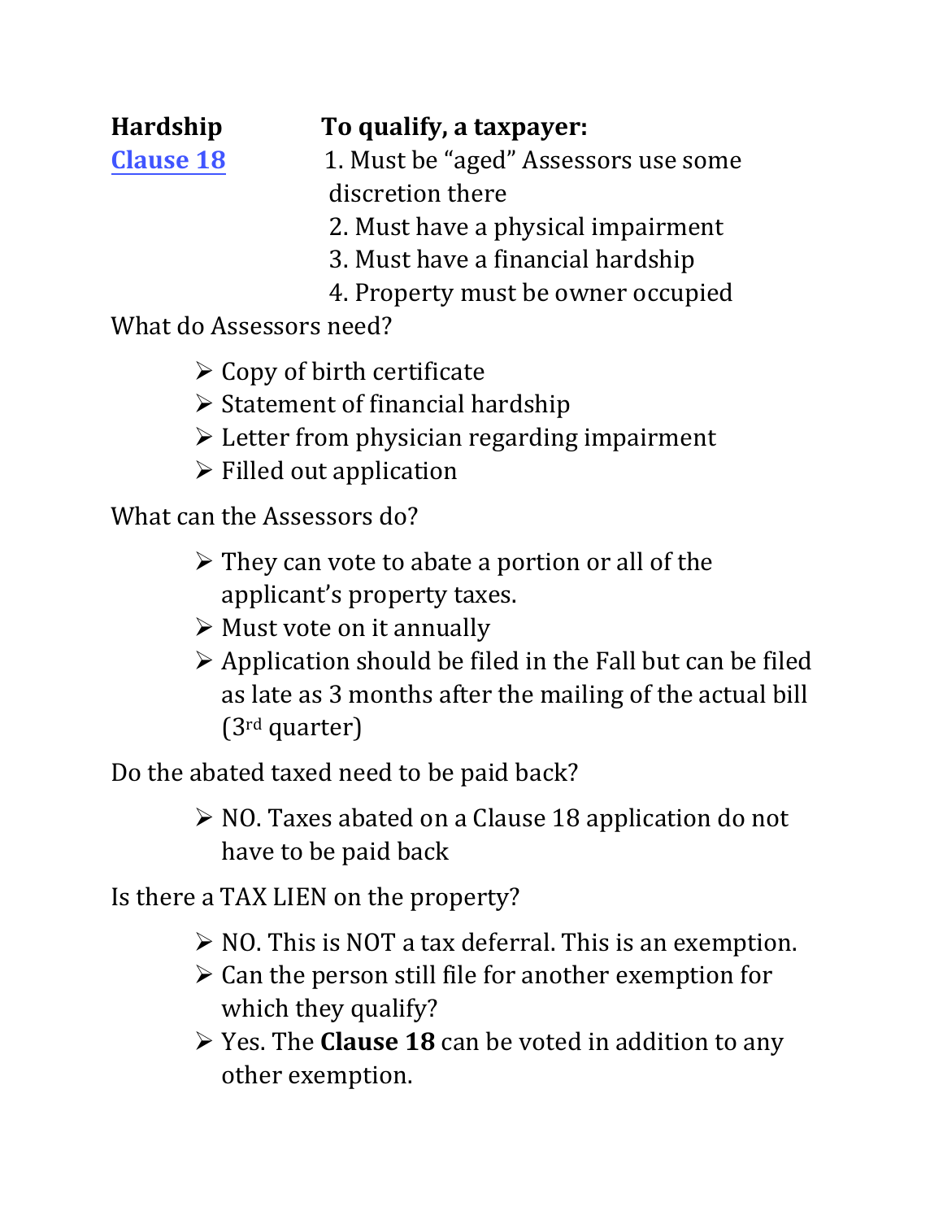**Hardship** **To qualify, a taxpayer:**

**[Clause 18](#)**

1. Must be "aged" Assessors use some discretion there
2. Must have a physical impairment
3. Must have a financial hardship
4. Property must be owner occupied

What do Assessors need?

- Copy of birth certificate
- Statement of financial hardship
- Letter from physician regarding impairment
- Filled out application

What can the Assessors do?

- They can vote to abate a portion or all of the applicant's property taxes.
- Must vote on it annually
- Application should be filed in the Fall but can be filed as late as 3 months after the mailing of the actual bill (3rd quarter)

Do the abated taxed need to be paid back?

- NO. Taxes abated on a Clause 18 application do not have to be paid back

Is there a TAX LIEN on the property?

- NO. This is NOT a tax deferral. This is an exemption.
- Can the person still file for another exemption for which they qualify?
- Yes. The **Clause 18** can be voted in addition to any other exemption.